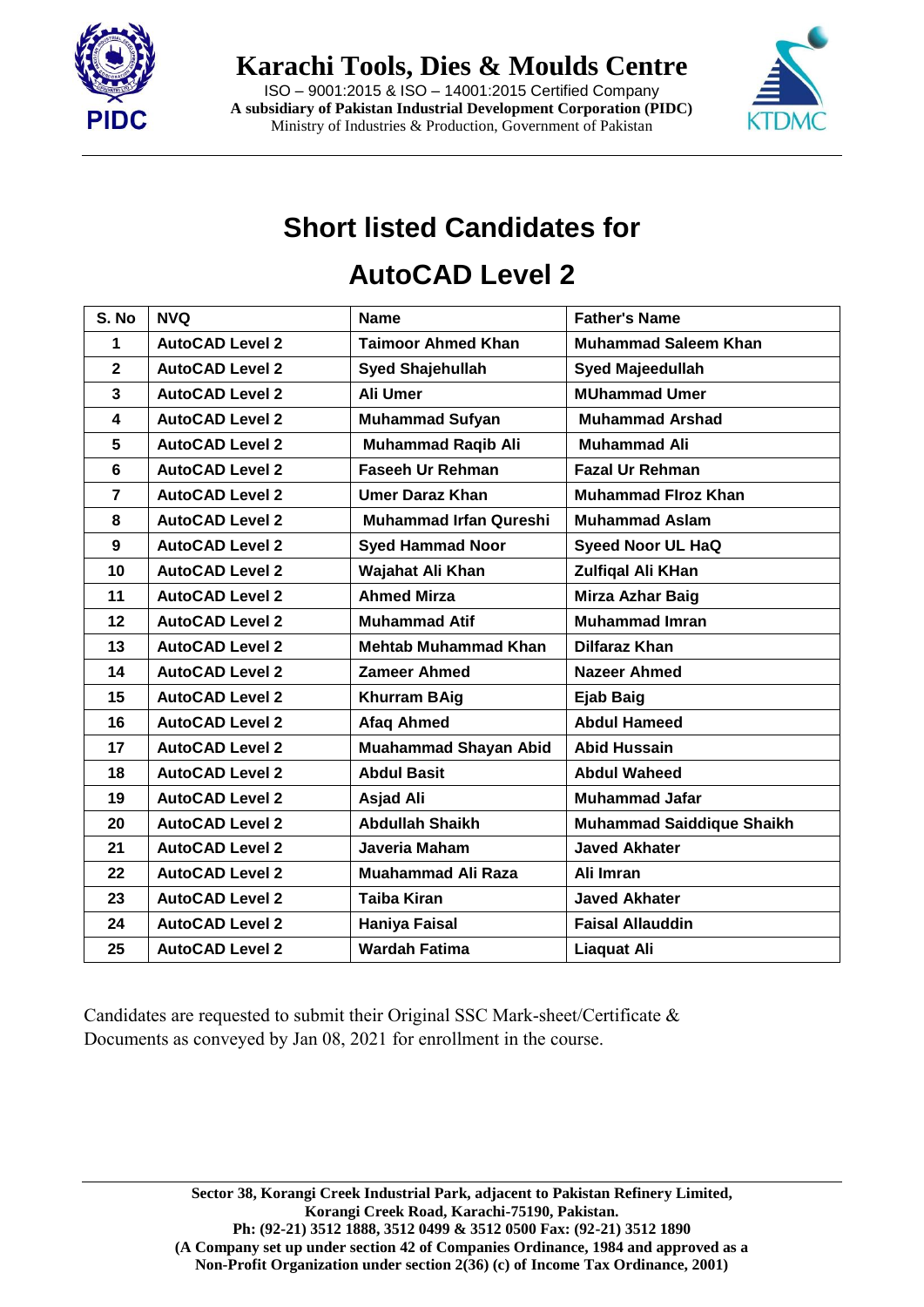# Karachi Tools, Dies & Moulds Centre

ISO – 9001:2015 & ISO – 14001:2015 Certified Company

**A subsidiary of Pakistan Industrial Development Corporation (PIDC)**

Ministry of Industries & Production, Government of Pakistan

## Short listed Candidates for

## AutoCAD Level 2

| S. No | NVQ | Name | Father's Name |
|---|---|---|---|
| 1 | AutoCAD Level 2 | Taimoor Ahmed Khan | Muhammad Saleem Khan |
| 2 | AutoCAD Level 2 | Syed Shajehullah | Syed Majeedullah |
| 3 | AutoCAD Level 2 | Ali Umer | MUhammad Umer |
| 4 | AutoCAD Level 2 | Muhammad Sufyan | Muhammad Arshad |
| 5 | AutoCAD Level 2 | Muhammad Raqib Ali | Muhammad Ali |
| 6 | AutoCAD Level 2 | Faseeh Ur Rehman | Fazal Ur Rehman |
| 7 | AutoCAD Level 2 | Umer Daraz Khan | Muhammad FIroz Khan |
| 8 | AutoCAD Level 2 | Muhammad Irfan Qureshi | Muhammad Aslam |
| 9 | AutoCAD Level 2 | Syed Hammad Noor | Syeed Noor UL HaQ |
| 10 | AutoCAD Level 2 | Wajahat Ali Khan | Zulfiqal Ali KHan |
| 11 | AutoCAD Level 2 | Ahmed Mirza | Mirza Azhar Baig |
| 12 | AutoCAD Level 2 | Muhammad Atif | Muhammad Imran |
| 13 | AutoCAD Level 2 | Mehtab Muhammad Khan | Dilfaraz Khan |
| 14 | AutoCAD Level 2 | Zameer Ahmed | Nazeer Ahmed |
| 15 | AutoCAD Level 2 | Khurram BAig | Ejab Baig |
| 16 | AutoCAD Level 2 | Afaq Ahmed | Abdul Hameed |
| 17 | AutoCAD Level 2 | Muahammad Shayan Abid | Abid Hussain |
| 18 | AutoCAD Level 2 | Abdul Basit | Abdul Waheed |
| 19 | AutoCAD Level 2 | Asjad Ali | Muhammad Jafar |
| 20 | AutoCAD Level 2 | Abdullah Shaikh | Muhammad Saiddique Shaikh |
| 21 | AutoCAD Level 2 | Javeria Maham | Javed Akhater |
| 22 | AutoCAD Level 2 | Muahammad Ali Raza | Ali Imran |
| 23 | AutoCAD Level 2 | Taiba Kiran | Javed Akhater |
| 24 | AutoCAD Level 2 | Haniya Faisal | Faisal Allauddin |
| 25 | AutoCAD Level 2 | Wardah Fatima | Liaquat Ali |

Candidates are requested to submit their Original SSC Mark-sheet/Certificate & Documents as conveyed by Jan 08, 2021 for enrollment in the course.

**Sector 38, Korangi Creek Industrial Park, adjacent to Pakistan Refinery Limited, Korangi Creek Road, Karachi-75190, Pakistan.**
**Ph: (92-21) 3512 1888, 3512 0499 & 3512 0500 Fax: (92-21) 3512 1890**
**(A Company set up under section 42 of Companies Ordinance, 1984 and approved as a Non-Profit Organization under section 2(36) (c) of Income Tax Ordinance, 2001)**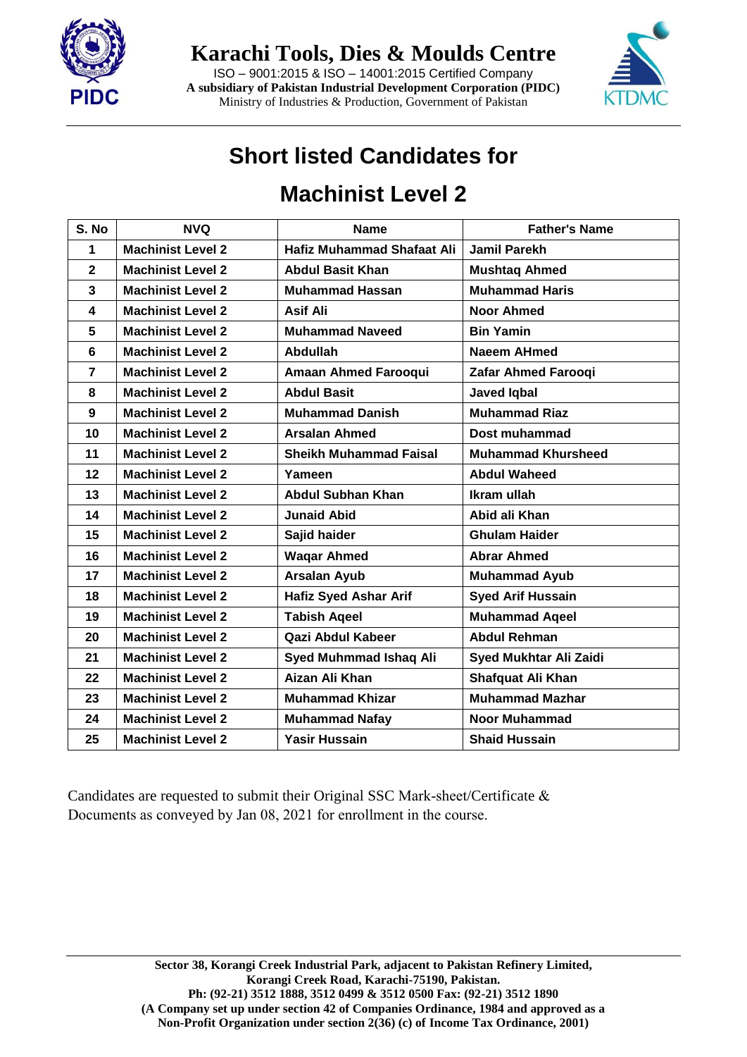# Karachi Tools, Dies & Moulds Centre

ISO – 9001:2015 & ISO – 14001:2015 Certified Company
**A subsidiary of Pakistan Industrial Development Corporation (PIDC)**
Ministry of Industries & Production, Government of Pakistan

## Short listed Candidates for

## Machinist Level 2

| S. No | NVQ | Name | Father's Name |
|---|---|---|---|
| 1 | Machinist Level 2 | Hafiz Muhammad Shafaat Ali | Jamil Parekh |
| 2 | Machinist Level 2 | Abdul Basit Khan | Mushtaq Ahmed |
| 3 | Machinist Level 2 | Muhammad Hassan | Muhammad Haris |
| 4 | Machinist Level 2 | Asif Ali | Noor Ahmed |
| 5 | Machinist Level 2 | Muhammad Naveed | Bin Yamin |
| 6 | Machinist Level 2 | Abdullah | Naeem AHmed |
| 7 | Machinist Level 2 | Amaan Ahmed Farooqui | Zafar Ahmed Farooqi |
| 8 | Machinist Level 2 | Abdul Basit | Javed Iqbal |
| 9 | Machinist Level 2 | Muhammad Danish | Muhammad Riaz |
| 10 | Machinist Level 2 | Arsalan Ahmed | Dost muhammad |
| 11 | Machinist Level 2 | Sheikh Muhammad Faisal | Muhammad Khursheed |
| 12 | Machinist Level 2 | Yameen | Abdul Waheed |
| 13 | Machinist Level 2 | Abdul Subhan Khan | Ikram ullah |
| 14 | Machinist Level 2 | Junaid Abid | Abid ali Khan |
| 15 | Machinist Level 2 | Sajid haider | Ghulam Haider |
| 16 | Machinist Level 2 | Waqar Ahmed | Abrar Ahmed |
| 17 | Machinist Level 2 | Arsalan Ayub | Muhammad Ayub |
| 18 | Machinist Level 2 | Hafiz Syed Ashar Arif | Syed Arif Hussain |
| 19 | Machinist Level 2 | Tabish Aqeel | Muhammad Aqeel |
| 20 | Machinist Level 2 | Qazi Abdul Kabeer | Abdul Rehman |
| 21 | Machinist Level 2 | Syed Muhmmad Ishaq Ali | Syed Mukhtar Ali Zaidi |
| 22 | Machinist Level 2 | Aizan Ali Khan | Shafquat Ali Khan |
| 23 | Machinist Level 2 | Muhammad Khizar | Muhammad Mazhar |
| 24 | Machinist Level 2 | Muhammad Nafay | Noor Muhammad |
| 25 | Machinist Level 2 | Yasir Hussain | Shaid Hussain |

Candidates are requested to submit their Original SSC Mark-sheet/Certificate & Documents as conveyed by Jan 08, 2021 for enrollment in the course.

**Sector 38, Korangi Creek Industrial Park, adjacent to Pakistan Refinery Limited, Korangi Creek Road, Karachi-75190, Pakistan.**
**Ph: (92-21) 3512 1888, 3512 0499 & 3512 0500 Fax: (92-21) 3512 1890**
**(A Company set up under section 42 of Companies Ordinance, 1984 and approved as a Non-Profit Organization under section 2(36) (c) of Income Tax Ordinance, 2001)**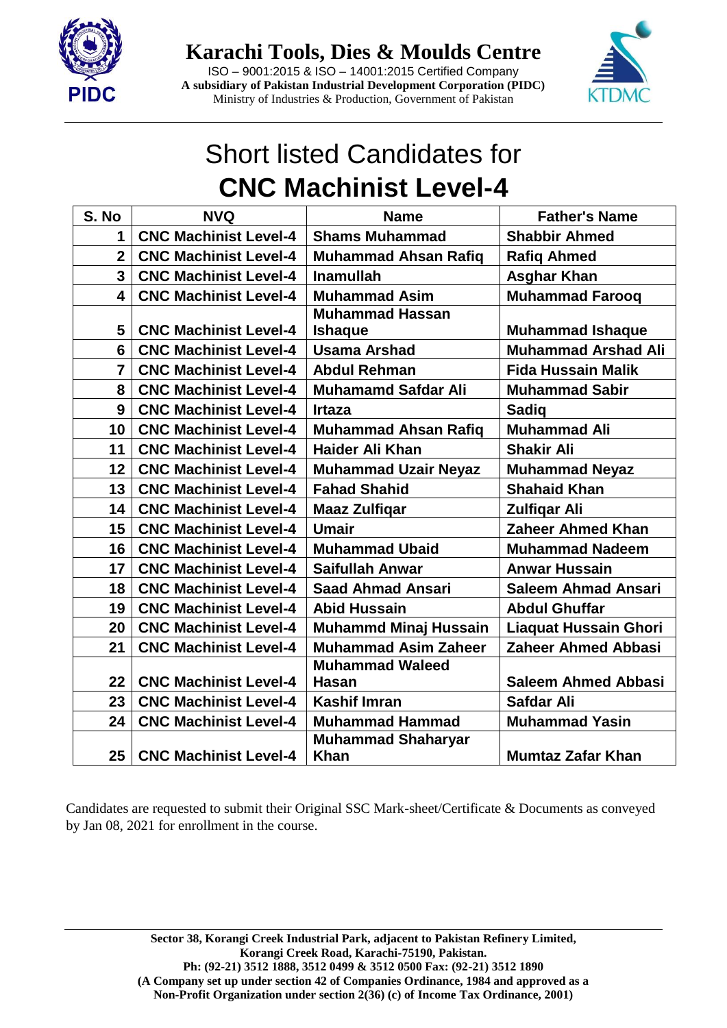# Karachi Tools, Dies & Moulds Centre

ISO – 9001:2015 & ISO – 14001:2015 Certified Company
**A subsidiary of Pakistan Industrial Development Corporation (PIDC)**
Ministry of Industries & Production, Government of Pakistan

## Short listed Candidates for
## CNC Machinist Level-4

| S. No | NVQ | Name | Father's Name |
|---|---|---|---|
| 1 | CNC Machinist Level-4 | Shams Muhammad | Shabbir Ahmed |
| 2 | CNC Machinist Level-4 | Muhammad Ahsan Rafiq | Rafiq Ahmed |
| 3 | CNC Machinist Level-4 | Inamullah | Asghar Khan |
| 4 | CNC Machinist Level-4 | Muhammad Asim | Muhammad Farooq |
| 5 | CNC Machinist Level-4 | Muhammad Hassan Ishaque | Muhammad Ishaque |
| 6 | CNC Machinist Level-4 | Usama Arshad | Muhammad Arshad Ali |
| 7 | CNC Machinist Level-4 | Abdul Rehman | Fida Hussain Malik |
| 8 | CNC Machinist Level-4 | Muhamamd Safdar Ali | Muhammad Sabir |
| 9 | CNC Machinist Level-4 | Irtaza | Sadiq |
| 10 | CNC Machinist Level-4 | Muhammad Ahsan Rafiq | Muhammad Ali |
| 11 | CNC Machinist Level-4 | Haider Ali Khan | Shakir Ali |
| 12 | CNC Machinist Level-4 | Muhammad Uzair Neyaz | Muhammad Neyaz |
| 13 | CNC Machinist Level-4 | Fahad Shahid | Shahaid Khan |
| 14 | CNC Machinist Level-4 | Maaz Zulfiqar | Zulfiqar Ali |
| 15 | CNC Machinist Level-4 | Umair | Zaheer Ahmed Khan |
| 16 | CNC Machinist Level-4 | Muhammad Ubaid | Muhammad Nadeem |
| 17 | CNC Machinist Level-4 | Saifullah Anwar | Anwar Hussain |
| 18 | CNC Machinist Level-4 | Saad Ahmad Ansari | Saleem Ahmad Ansari |
| 19 | CNC Machinist Level-4 | Abid Hussain | Abdul Ghuffar |
| 20 | CNC Machinist Level-4 | Muhammd Minaj Hussain | Liaquat Hussain Ghori |
| 21 | CNC Machinist Level-4 | Muhammad Asim Zaheer | Zaheer Ahmed Abbasi |
| 22 | CNC Machinist Level-4 | Muhammad Waleed Hasan | Saleem Ahmed Abbasi |
| 23 | CNC Machinist Level-4 | Kashif Imran | Safdar Ali |
| 24 | CNC Machinist Level-4 | Muhammad Hammad | Muhammad Yasin |
| 25 | CNC Machinist Level-4 | Muhammad Shaharyar Khan | Mumtaz Zafar Khan |

Candidates are requested to submit their Original SSC Mark-sheet/Certificate & Documents as conveyed by Jan 08, 2021 for enrollment in the course.

**Sector 38, Korangi Creek Industrial Park, adjacent to Pakistan Refinery Limited, Korangi Creek Road, Karachi-75190, Pakistan.**
**Ph: (92-21) 3512 1888, 3512 0499 & 3512 0500 Fax: (92-21) 3512 1890**
**(A Company set up under section 42 of Companies Ordinance, 1984 and approved as a Non-Profit Organization under section 2(36) (c) of Income Tax Ordinance, 2001)**